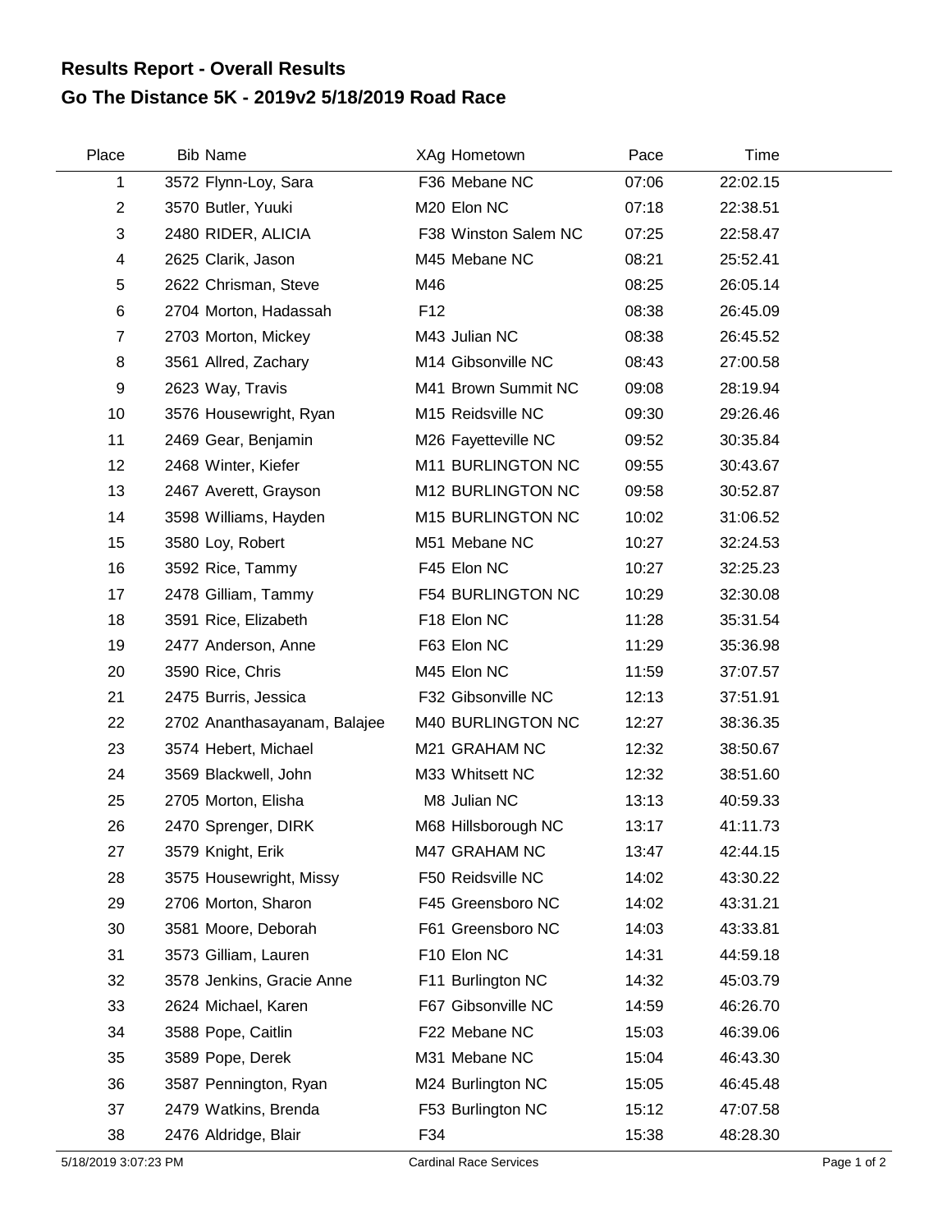# Results Report - Overall Results
## Go The Distance 5K - 2019v2 5/18/2019 Road Race

| Place | Bib | Name | XAg | Hometown | Pace | Time |
|---|---|---|---|---|---|---|
| 1 | 3572 | Flynn-Loy, Sara | F36 | Mebane NC | 07:06 | 22:02.15 |
| 2 | 3570 | Butler, Yuuki | M20 | Elon NC | 07:18 | 22:38.51 |
| 3 | 2480 | RIDER, ALICIA | F38 | Winston Salem NC | 07:25 | 22:58.47 |
| 4 | 2625 | Clarik, Jason | M45 | Mebane NC | 08:21 | 25:52.41 |
| 5 | 2622 | Chrisman, Steve | M46 | | 08:25 | 26:05.14 |
| 6 | 2704 | Morton, Hadassah | F12 | | 08:38 | 26:45.09 |
| 7 | 2703 | Morton, Mickey | M43 | Julian NC | 08:38 | 26:45.52 |
| 8 | 3561 | Allred, Zachary | M14 | Gibsonville NC | 08:43 | 27:00.58 |
| 9 | 2623 | Way, Travis | M41 | Brown Summit NC | 09:08 | 28:19.94 |
| 10 | 3576 | Housewright, Ryan | M15 | Reidsville NC | 09:30 | 29:26.46 |
| 11 | 2469 | Gear, Benjamin | M26 | Fayetteville NC | 09:52 | 30:35.84 |
| 12 | 2468 | Winter, Kiefer | M11 | BURLINGTON NC | 09:55 | 30:43.67 |
| 13 | 2467 | Averett, Grayson | M12 | BURLINGTON NC | 09:58 | 30:52.87 |
| 14 | 3598 | Williams, Hayden | M15 | BURLINGTON NC | 10:02 | 31:06.52 |
| 15 | 3580 | Loy, Robert | M51 | Mebane NC | 10:27 | 32:24.53 |
| 16 | 3592 | Rice, Tammy | F45 | Elon NC | 10:27 | 32:25.23 |
| 17 | 2478 | Gilliam, Tammy | F54 | BURLINGTON NC | 10:29 | 32:30.08 |
| 18 | 3591 | Rice, Elizabeth | F18 | Elon NC | 11:28 | 35:31.54 |
| 19 | 2477 | Anderson, Anne | F63 | Elon NC | 11:29 | 35:36.98 |
| 20 | 3590 | Rice, Chris | M45 | Elon NC | 11:59 | 37:07.57 |
| 21 | 2475 | Burris, Jessica | F32 | Gibsonville NC | 12:13 | 37:51.91 |
| 22 | 2702 | Ananthasayanam, Balajee | M40 | BURLINGTON NC | 12:27 | 38:36.35 |
| 23 | 3574 | Hebert, Michael | M21 | GRAHAM NC | 12:32 | 38:50.67 |
| 24 | 3569 | Blackwell, John | M33 | Whitsett NC | 12:32 | 38:51.60 |
| 25 | 2705 | Morton, Elisha | M8 | Julian NC | 13:13 | 40:59.33 |
| 26 | 2470 | Sprenger, DIRK | M68 | Hillsborough NC | 13:17 | 41:11.73 |
| 27 | 3579 | Knight, Erik | M47 | GRAHAM NC | 13:47 | 42:44.15 |
| 28 | 3575 | Housewright, Missy | F50 | Reidsville NC | 14:02 | 43:30.22 |
| 29 | 2706 | Morton, Sharon | F45 | Greensboro NC | 14:02 | 43:31.21 |
| 30 | 3581 | Moore, Deborah | F61 | Greensboro NC | 14:03 | 43:33.81 |
| 31 | 3573 | Gilliam, Lauren | F10 | Elon NC | 14:31 | 44:59.18 |
| 32 | 3578 | Jenkins, Gracie Anne | F11 | Burlington NC | 14:32 | 45:03.79 |
| 33 | 2624 | Michael, Karen | F67 | Gibsonville NC | 14:59 | 46:26.70 |
| 34 | 3588 | Pope, Caitlin | F22 | Mebane NC | 15:03 | 46:39.06 |
| 35 | 3589 | Pope, Derek | M31 | Mebane NC | 15:04 | 46:43.30 |
| 36 | 3587 | Pennington, Ryan | M24 | Burlington NC | 15:05 | 46:45.48 |
| 37 | 2479 | Watkins, Brenda | F53 | Burlington NC | 15:12 | 47:07.58 |
| 38 | 2476 | Aldridge, Blair | F34 | | 15:38 | 48:28.30 |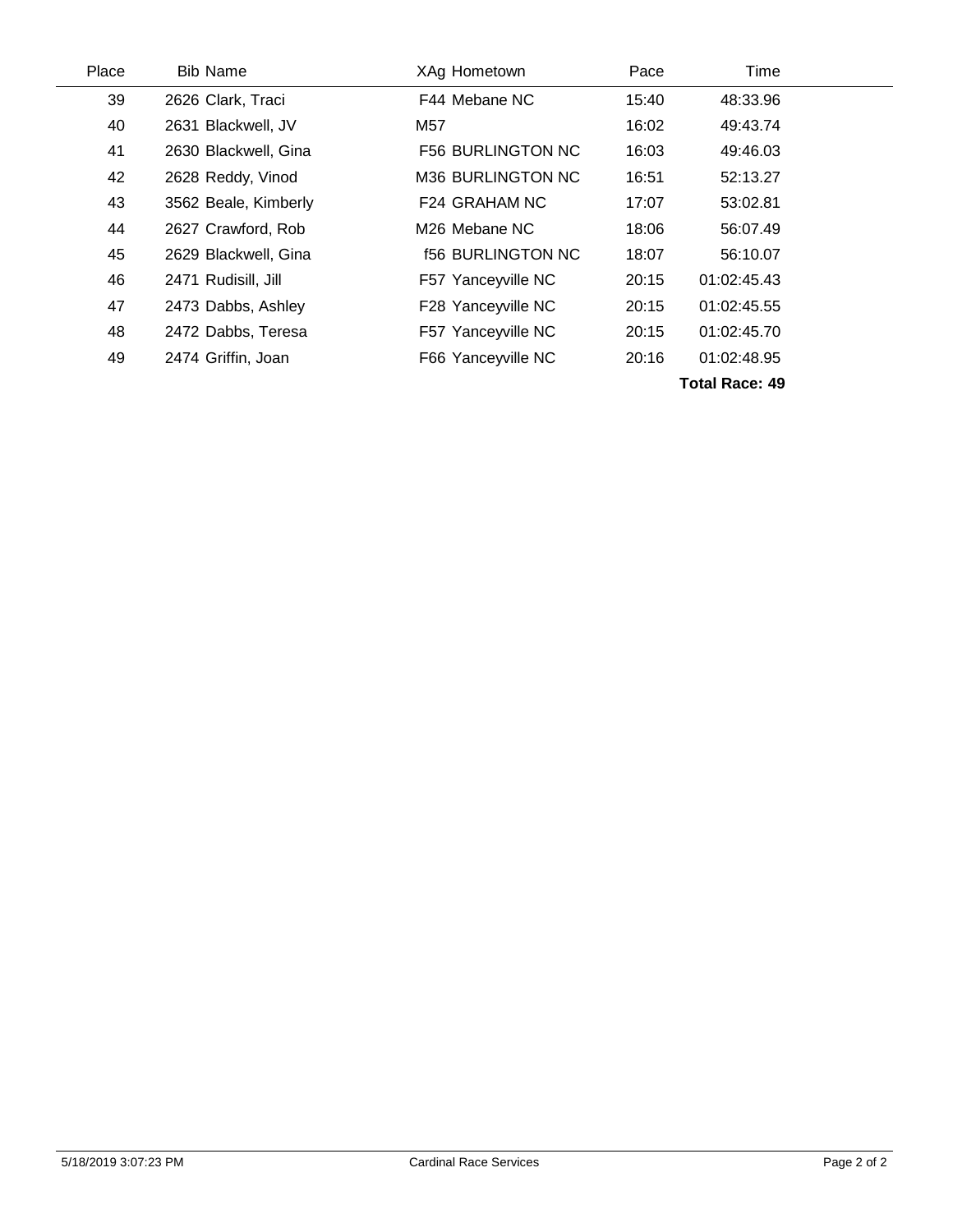| Place | Bib | Name | XAg | Hometown | Pace | Time |
|---|---|---|---|---|---|---|
| 39 | 2626 | Clark, Traci | F44 | Mebane NC | 15:40 | 48:33.96 |
| 40 | 2631 | Blackwell, JV | M57 | | 16:02 | 49:43.74 |
| 41 | 2630 | Blackwell, Gina | F56 | BURLINGTON NC | 16:03 | 49:46.03 |
| 42 | 2628 | Reddy, Vinod | M36 | BURLINGTON NC | 16:51 | 52:13.27 |
| 43 | 3562 | Beale, Kimberly | F24 | GRAHAM NC | 17:07 | 53:02.81 |
| 44 | 2627 | Crawford, Rob | M26 | Mebane NC | 18:06 | 56:07.49 |
| 45 | 2629 | Blackwell, Gina | f56 | BURLINGTON NC | 18:07 | 56:10.07 |
| 46 | 2471 | Rudisill, Jill | F57 | Yanceyville NC | 20:15 | 01:02:45.43 |
| 47 | 2473 | Dabbs, Ashley | F28 | Yanceyville NC | 20:15 | 01:02:45.55 |
| 48 | 2472 | Dabbs, Teresa | F57 | Yanceyville NC | 20:15 | 01:02:45.70 |
| 49 | 2474 | Griffin, Joan | F66 | Yanceyville NC | 20:16 | 01:02:48.95 |

**Total Race: 49**